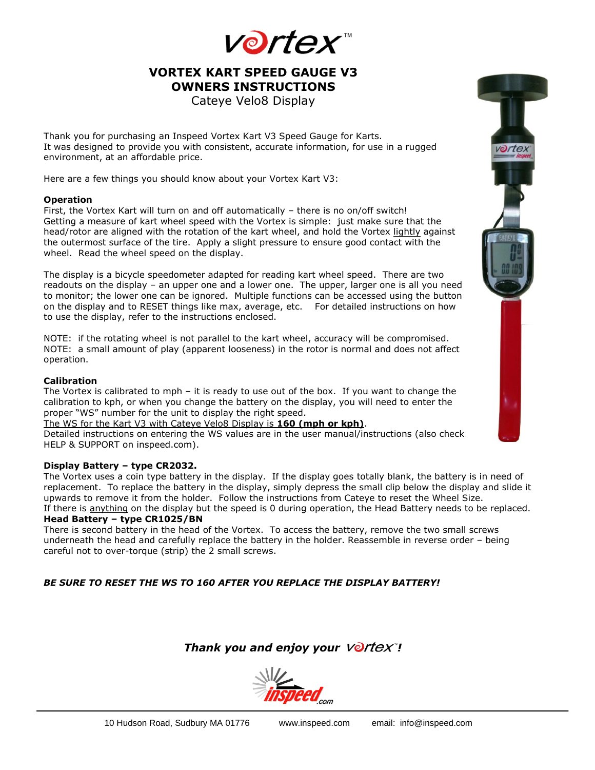# vortex™

## VORTEX KART SPEED GAUGE V3
## OWNERS INSTRUCTIONS
Cateye Velo8 Display

Thank you for purchasing an Inspeed Vortex Kart V3 Speed Gauge for Karts.
It was designed to provide you with consistent, accurate information, for use in a rugged environment, at an affordable price.

Here are a few things you should know about your Vortex Kart V3:

**Operation**
First, the Vortex Kart will turn on and off automatically – there is no on/off switch!
Getting a measure of kart wheel speed with the Vortex is simple: just make sure that the head/rotor are aligned with the rotation of the kart wheel, and hold the Vortex lightly against the outermost surface of the tire. Apply a slight pressure to ensure good contact with the wheel. Read the wheel speed on the display.

The display is a bicycle speedometer adapted for reading kart wheel speed. There are two readouts on the display – an upper one and a lower one. The upper, larger one is all you need to monitor; the lower one can be ignored. Multiple functions can be accessed using the button on the display and to RESET things like max, average, etc. For detailed instructions on how to use the display, refer to the instructions enclosed.

NOTE: if the rotating wheel is not parallel to the kart wheel, accuracy will be compromised.
NOTE: a small amount of play (apparent looseness) in the rotor is normal and does not affect operation.

**Calibration**
The Vortex is calibrated to mph – it is ready to use out of the box. If you want to change the calibration to kph, or when you change the battery on the display, you will need to enter the proper "WS" number for the unit to display the right speed.
The WS for the Kart V3 with Cateye Velo8 Display is **160 (mph or kph)**.
Detailed instructions on entering the WS values are in the user manual/instructions (also check HELP & SUPPORT on inspeed.com).

**Display Battery – type CR2032.**
The Vortex uses a coin type battery in the display. If the display goes totally blank, the battery is in need of replacement. To replace the battery in the display, simply depress the small clip below the display and slide it upwards to remove it from the holder. Follow the instructions from Cateye to reset the Wheel Size.
If there is anything on the display but the speed is 0 during operation, the Head Battery needs to be replaced.

**Head Battery – type CR1025/BN**
There is second battery in the head of the Vortex. To access the battery, remove the two small screws underneath the head and carefully replace the battery in the holder. Reassemble in reverse order – being careful not to over-torque (strip) the 2 small screws.

***BE SURE TO RESET THE WS TO 160 AFTER YOU REPLACE THE DISPLAY BATTERY!***

***Thank you and enjoy your vortex™!***

inspeed.com

10 Hudson Road, Sudbury MA 01776 www.inspeed.com email: info@inspeed.com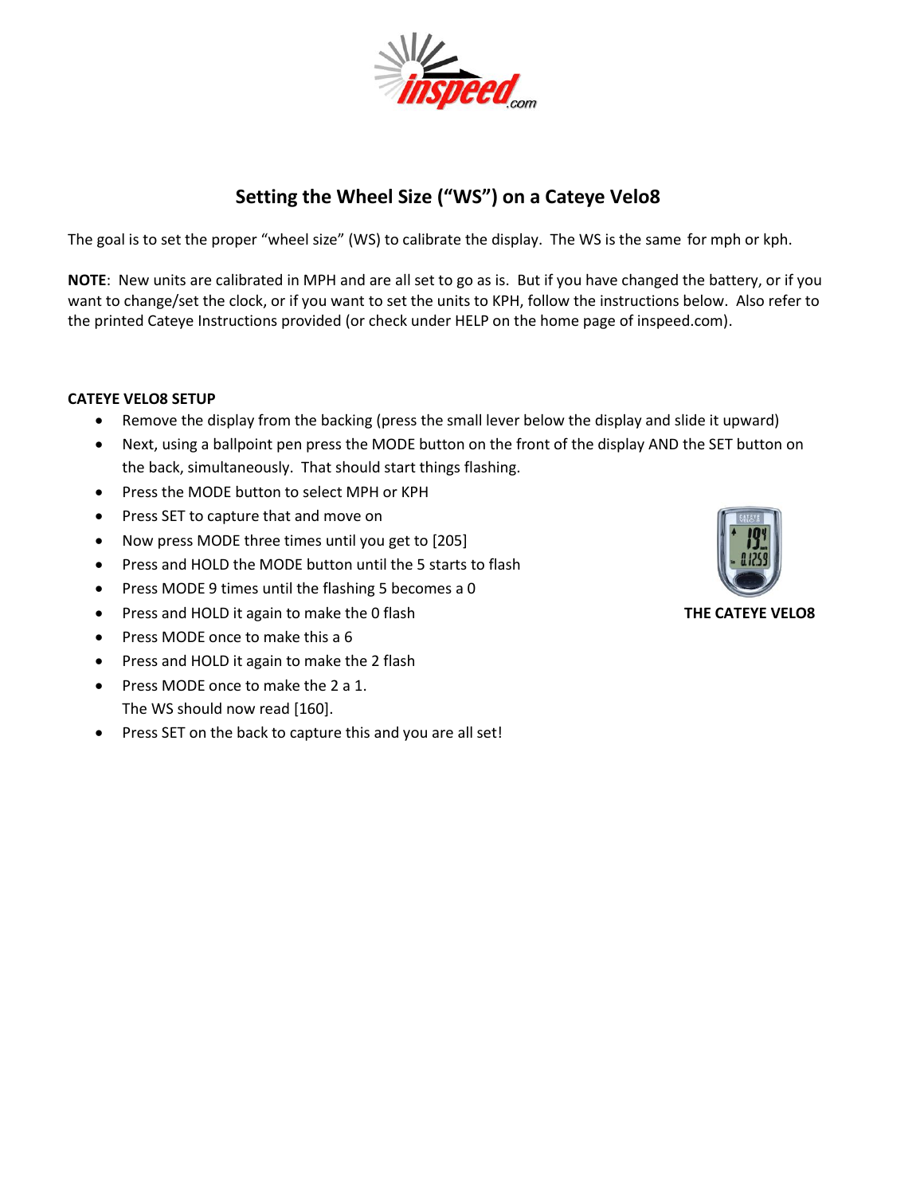# Setting the Wheel Size ("WS") on a Cateye Velo8

The goal is to set the proper "wheel size" (WS) to calibrate the display. The WS is the same for mph or kph.

**NOTE**: New units are calibrated in MPH and are all set to go as is. But if you have changed the battery, or if you want to change/set the clock, or if you want to set the units to KPH, follow the instructions below. Also refer to the printed Cateye Instructions provided (or check under HELP on the home page of inspeed.com).

**CATEYE VELO8 SETUP**

- Remove the display from the backing (press the small lever below the display and slide it upward)
- Next, using a ballpoint pen press the MODE button on the front of the display AND the SET button on the back, simultaneously. That should start things flashing.
- Press the MODE button to select MPH or KPH
- Press SET to capture that and move on
- Now press MODE three times until you get to [205]
- Press and HOLD the MODE button until the 5 starts to flash
- Press MODE 9 times until the flashing 5 becomes a 0
- Press and HOLD it again to make the 0 flash
- Press MODE once to make this a 6
- Press and HOLD it again to make the 2 flash
- Press MODE once to make the 2 a 1.
  The WS should now read [160].
- Press SET on the back to capture this and you are all set!

**THE CATEYE VELO8**